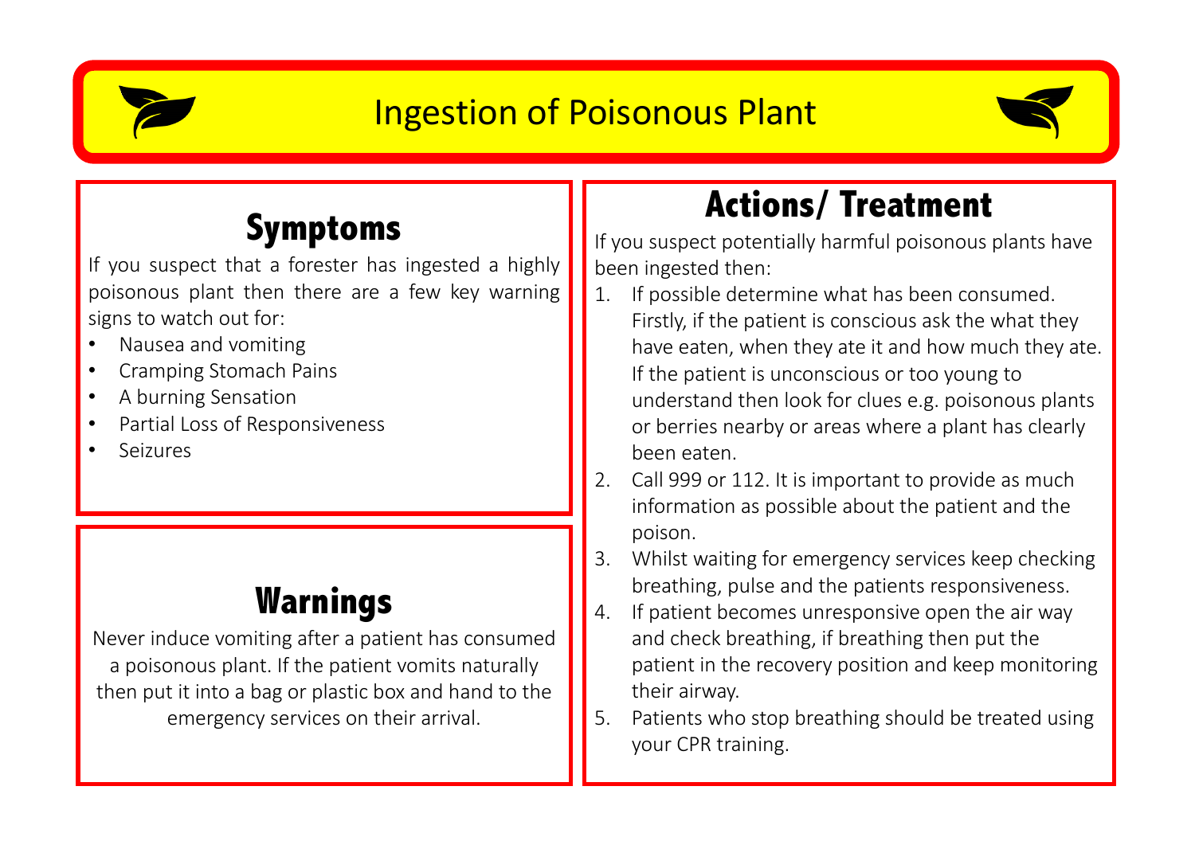# Ingestion of Poisonous Plant

## Symptoms

If you suspect that a forester has ingested a highly poisonous plant then there are a few key warning signs to watch out for:

- Nausea and vomiting
- Cramping Stomach Pains
- A burning Sensation
- Partial Loss of Responsiveness
- Seizures

## Warnings

Never induce vomiting after a patient has consumed a poisonous plant. If the patient vomits naturally then put it into a bag or plastic box and hand to the emergency services on their arrival.

## Actions/ Treatment

If you suspect potentially harmful poisonous plants have been ingested then:

1. If possible determine what has been consumed. Firstly, if the patient is conscious ask the what they have eaten, when they ate it and how much they ate. If the patient is unconscious or too young to understand then look for clues e.g. poisonous plants or berries nearby or areas where a plant has clearly been eaten.
2. Call 999 or 112. It is important to provide as much information as possible about the patient and the poison.
3. Whilst waiting for emergency services keep checking breathing, pulse and the patients responsiveness.
4. If patient becomes unresponsive open the air way and check breathing, if breathing then put the patient in the recovery position and keep monitoring their airway.
5. Patients who stop breathing should be treated using your CPR training.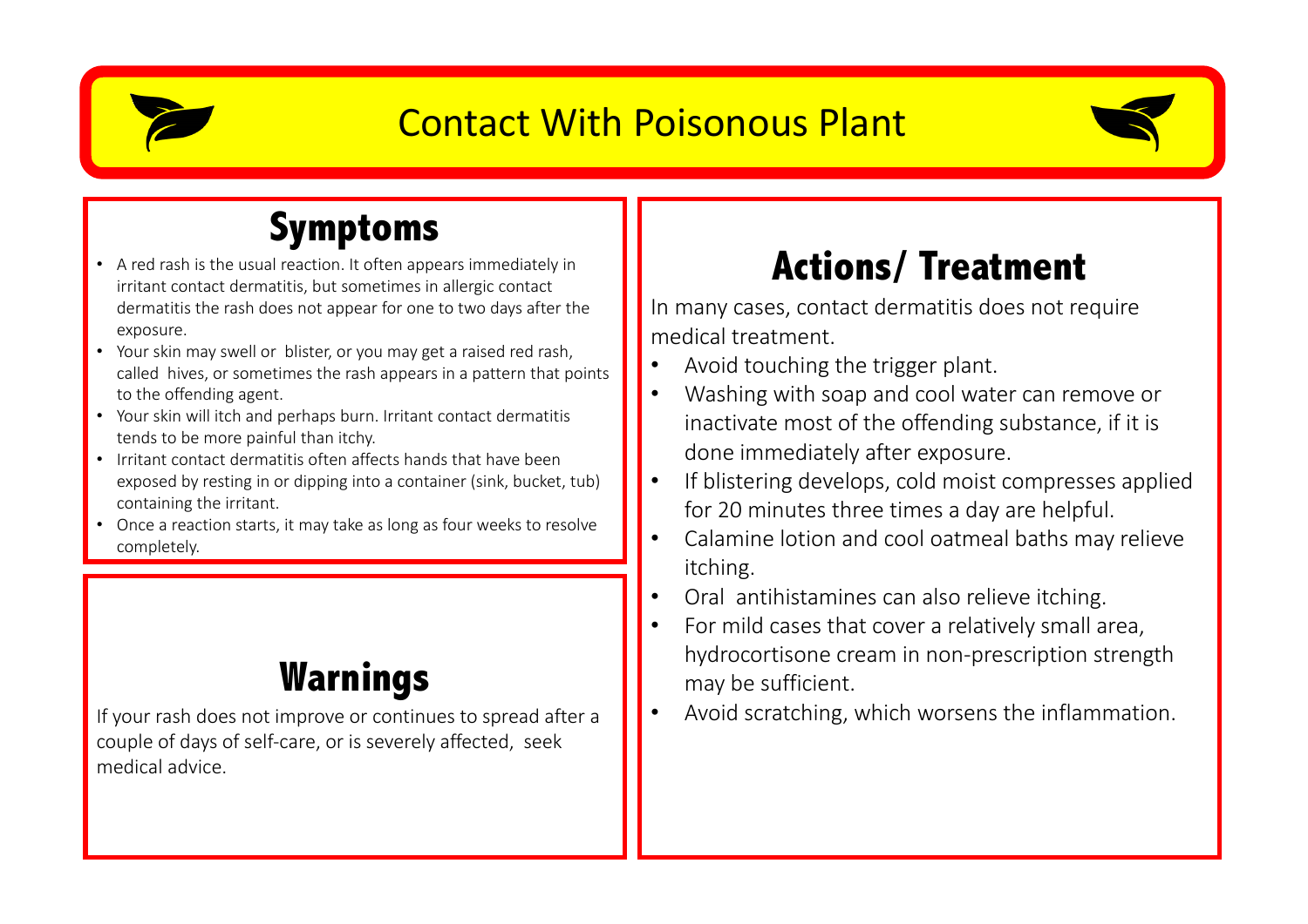# Contact With Poisonous Plant

## Symptoms

- A red rash is the usual reaction. It often appears immediately in irritant contact dermatitis, but sometimes in allergic contact dermatitis the rash does not appear for one to two days after the exposure.
- Your skin may swell or blister, or you may get a raised red rash, called hives, or sometimes the rash appears in a pattern that points to the offending agent.
- Your skin will itch and perhaps burn. Irritant contact dermatitis tends to be more painful than itchy.
- Irritant contact dermatitis often affects hands that have been exposed by resting in or dipping into a container (sink, bucket, tub) containing the irritant.
- Once a reaction starts, it may take as long as four weeks to resolve completely.

## Warnings

If your rash does not improve or continues to spread after a couple of days of self-care, or is severely affected, seek medical advice.

## Actions/ Treatment

In many cases, contact dermatitis does not require medical treatment.

- Avoid touching the trigger plant.
- Washing with soap and cool water can remove or inactivate most of the offending substance, if it is done immediately after exposure.
- If blistering develops, cold moist compresses applied for 20 minutes three times a day are helpful.
- Calamine lotion and cool oatmeal baths may relieve itching.
- Oral antihistamines can also relieve itching.
- For mild cases that cover a relatively small area, hydrocortisone cream in non-prescription strength may be sufficient.
- Avoid scratching, which worsens the inflammation.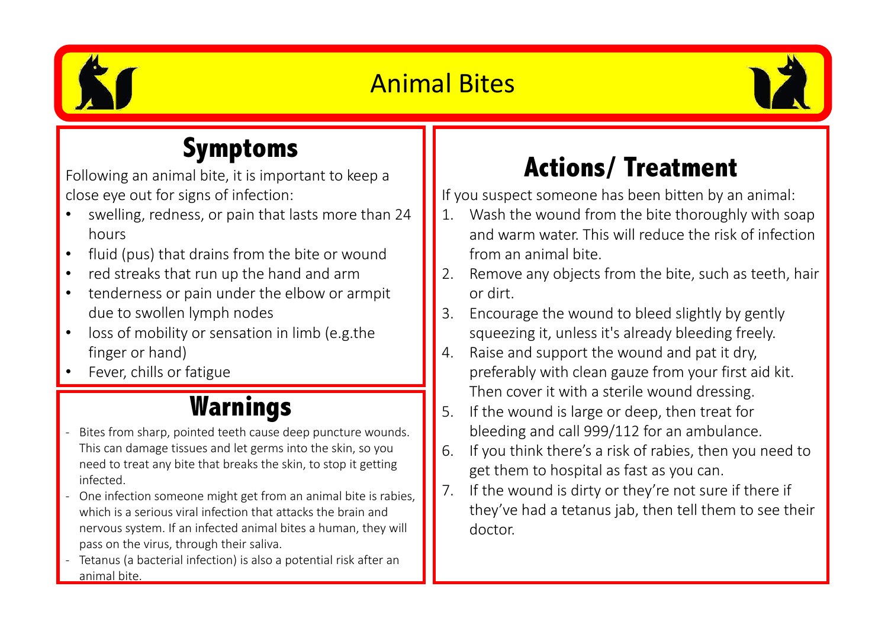# Animal Bites

## Symptoms

Following an animal bite, it is important to keep a close eye out for signs of infection:

- swelling, redness, or pain that lasts more than 24 hours
- fluid (pus) that drains from the bite or wound
- red streaks that run up the hand and arm
- tenderness or pain under the elbow or armpit due to swollen lymph nodes
- loss of mobility or sensation in limb (e.g.the finger or hand)
- Fever, chills or fatigue

## Warnings

- Bites from sharp, pointed teeth cause deep puncture wounds. This can damage tissues and let germs into the skin, so you need to treat any bite that breaks the skin, to stop it getting infected.
- One infection someone might get from an animal bite is rabies, which is a serious viral infection that attacks the brain and nervous system. If an infected animal bites a human, they will pass on the virus, through their saliva.
- Tetanus (a bacterial infection) is also a potential risk after an animal bite.

## Actions/ Treatment

If you suspect someone has been bitten by an animal:

1. Wash the wound from the bite thoroughly with soap and warm water. This will reduce the risk of infection from an animal bite.
2. Remove any objects from the bite, such as teeth, hair or dirt.
3. Encourage the wound to bleed slightly by gently squeezing it, unless it's already bleeding freely.
4. Raise and support the wound and pat it dry, preferably with clean gauze from your first aid kit. Then cover it with a sterile wound dressing.
5. If the wound is large or deep, then treat for bleeding and call 999/112 for an ambulance.
6. If you think there's a risk of rabies, then you need to get them to hospital as fast as you can.
7. If the wound is dirty or they're not sure if there if they've had a tetanus jab, then tell them to see their doctor.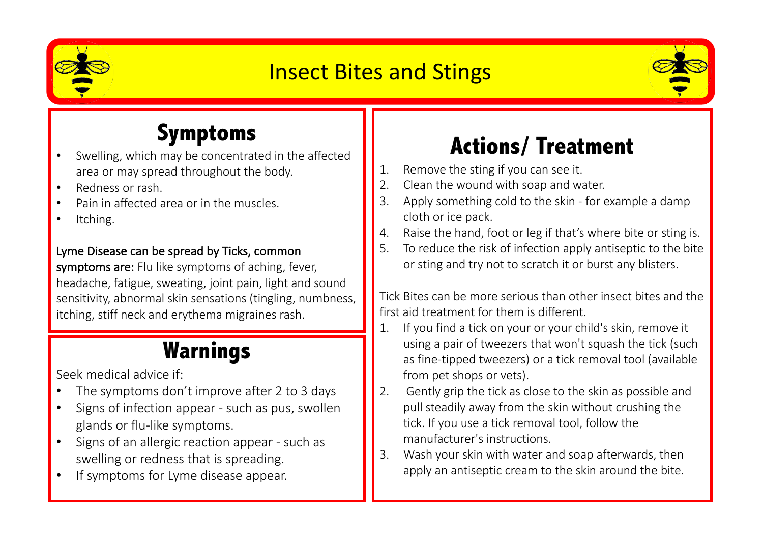# Insect Bites and Stings

## Symptoms

- Swelling, which may be concentrated in the affected area or may spread throughout the body.
- Redness or rash.
- Pain in affected area or in the muscles.
- Itching.

Lyme Disease can be spread by Ticks, common symptoms are: Flu like symptoms of aching, fever, headache, fatigue, sweating, joint pain, light and sound sensitivity, abnormal skin sensations (tingling, numbness, itching, stiff neck and erythema migraines rash.

## Warnings

Seek medical advice if:

- The symptoms don't improve after 2 to 3 days
- Signs of infection appear - such as pus, swollen glands or flu-like symptoms.
- Signs of an allergic reaction appear - such as swelling or redness that is spreading.
- If symptoms for Lyme disease appear.

## Actions/ Treatment

1. Remove the sting if you can see it.
2. Clean the wound with soap and water.
3. Apply something cold to the skin - for example a damp cloth or ice pack.
4. Raise the hand, foot or leg if that's where bite or sting is.
5. To reduce the risk of infection apply antiseptic to the bite or sting and try not to scratch it or burst any blisters.

Tick Bites can be more serious than other insect bites and the first aid treatment for them is different.

1. If you find a tick on your or your child's skin, remove it using a pair of tweezers that won't squash the tick (such as fine-tipped tweezers) or a tick removal tool (available from pet shops or vets).
2. Gently grip the tick as close to the skin as possible and pull steadily away from the skin without crushing the tick. If you use a tick removal tool, follow the manufacturer's instructions.
3. Wash your skin with water and soap afterwards, then apply an antiseptic cream to the skin around the bite.